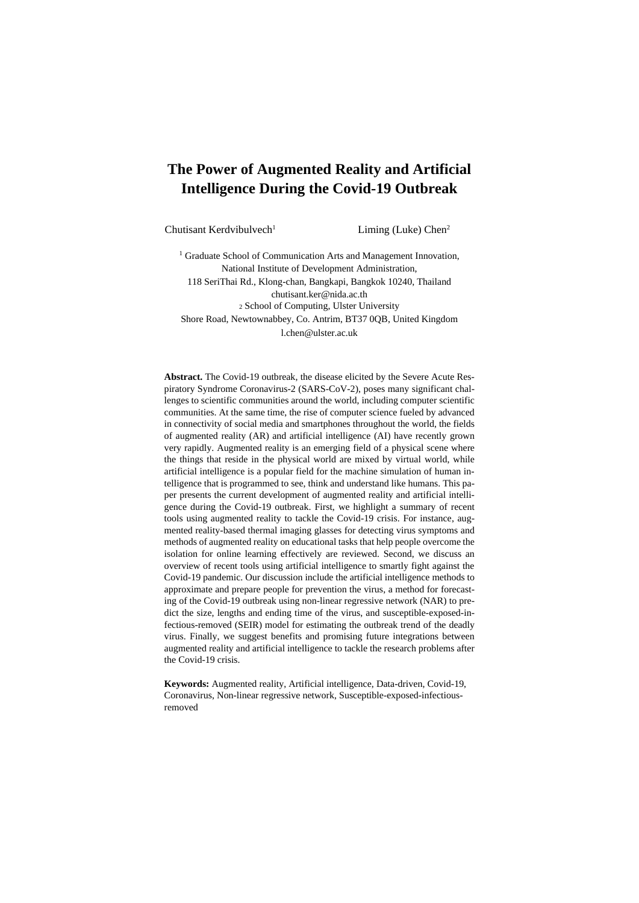# The Power of Augmented Reality and Artificial Intelligence During the Covid-19 Outbreak

Chutisant Kerdvibulvech[1] Liming (Luke) Chen[2]

[1] Graduate School of Communication Arts and Management Innovation, National Institute of Development Administration, 118 SeriThai Rd., Klong-chan, Bangkapi, Bangkok 10240, Thailand
chutisant.ker@nida.ac.th

[2] School of Computing, Ulster University
Shore Road, Newtownabbey, Co. Antrim, BT37 0QB, United Kingdom
l.chen@ulster.ac.uk

**Abstract.** The Covid-19 outbreak, the disease elicited by the Severe Acute Respiratory Syndrome Coronavirus-2 (SARS-CoV-2), poses many significant challenges to scientific communities around the world, including computer scientific communities. At the same time, the rise of computer science fueled by advanced in connectivity of social media and smartphones throughout the world, the fields of augmented reality (AR) and artificial intelligence (AI) have recently grown very rapidly. Augmented reality is an emerging field of a physical scene where the things that reside in the physical world are mixed by virtual world, while artificial intelligence is a popular field for the machine simulation of human intelligence that is programmed to see, think and understand like humans. This paper presents the current development of augmented reality and artificial intelligence during the Covid-19 outbreak. First, we highlight a summary of recent tools using augmented reality to tackle the Covid-19 crisis. For instance, augmented reality-based thermal imaging glasses for detecting virus symptoms and methods of augmented reality on educational tasks that help people overcome the isolation for online learning effectively are reviewed. Second, we discuss an overview of recent tools using artificial intelligence to smartly fight against the Covid-19 pandemic. Our discussion include the artificial intelligence methods to approximate and prepare people for prevention the virus, a method for forecasting of the Covid-19 outbreak using non-linear regressive network (NAR) to predict the size, lengths and ending time of the virus, and susceptible-exposed-infectious-removed (SEIR) model for estimating the outbreak trend of the deadly virus. Finally, we suggest benefits and promising future integrations between augmented reality and artificial intelligence to tackle the research problems after the Covid-19 crisis.

**Keywords:** Augmented reality, Artificial intelligence, Data-driven, Covid-19, Coronavirus, Non-linear regressive network, Susceptible-exposed-infectious-removed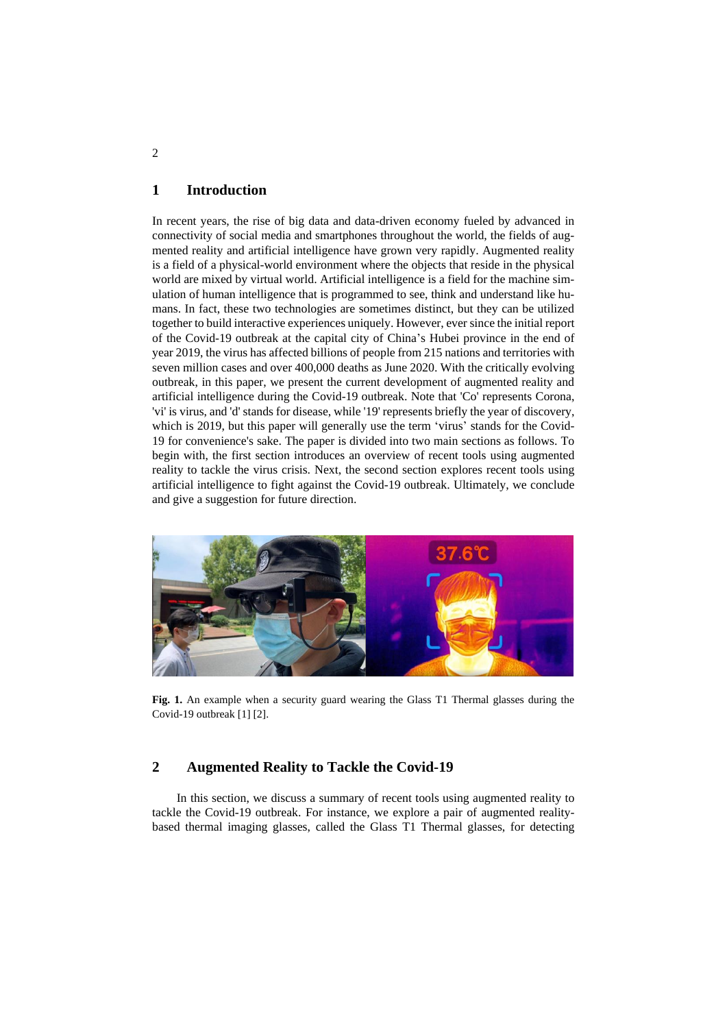## 1 Introduction

In recent years, the rise of big data and data-driven economy fueled by advanced in connectivity of social media and smartphones throughout the world, the fields of augmented reality and artificial intelligence have grown very rapidly. Augmented reality is a field of a physical-world environment where the objects that reside in the physical world are mixed by virtual world. Artificial intelligence is a field for the machine simulation of human intelligence that is programmed to see, think and understand like humans. In fact, these two technologies are sometimes distinct, but they can be utilized together to build interactive experiences uniquely. However, ever since the initial report of the Covid-19 outbreak at the capital city of China's Hubei province in the end of year 2019, the virus has affected billions of people from 215 nations and territories with seven million cases and over 400,000 deaths as June 2020. With the critically evolving outbreak, in this paper, we present the current development of augmented reality and artificial intelligence during the Covid-19 outbreak. Note that 'Co' represents Corona, 'vi' is virus, and 'd' stands for disease, while '19' represents briefly the year of discovery, which is 2019, but this paper will generally use the term 'virus' stands for the Covid-19 for convenience's sake. The paper is divided into two main sections as follows. To begin with, the first section introduces an overview of recent tools using augmented reality to tackle the virus crisis. Next, the second section explores recent tools using artificial intelligence to fight against the Covid-19 outbreak. Ultimately, we conclude and give a suggestion for future direction.

**Fig. 1.** An example when a security guard wearing the Glass T1 Thermal glasses during the Covid-19 outbreak [1] [2].

## 2 Augmented Reality to Tackle the Covid-19

In this section, we discuss a summary of recent tools using augmented reality to tackle the Covid-19 outbreak. For instance, we explore a pair of augmented reality-based thermal imaging glasses, called the Glass T1 Thermal glasses, for detecting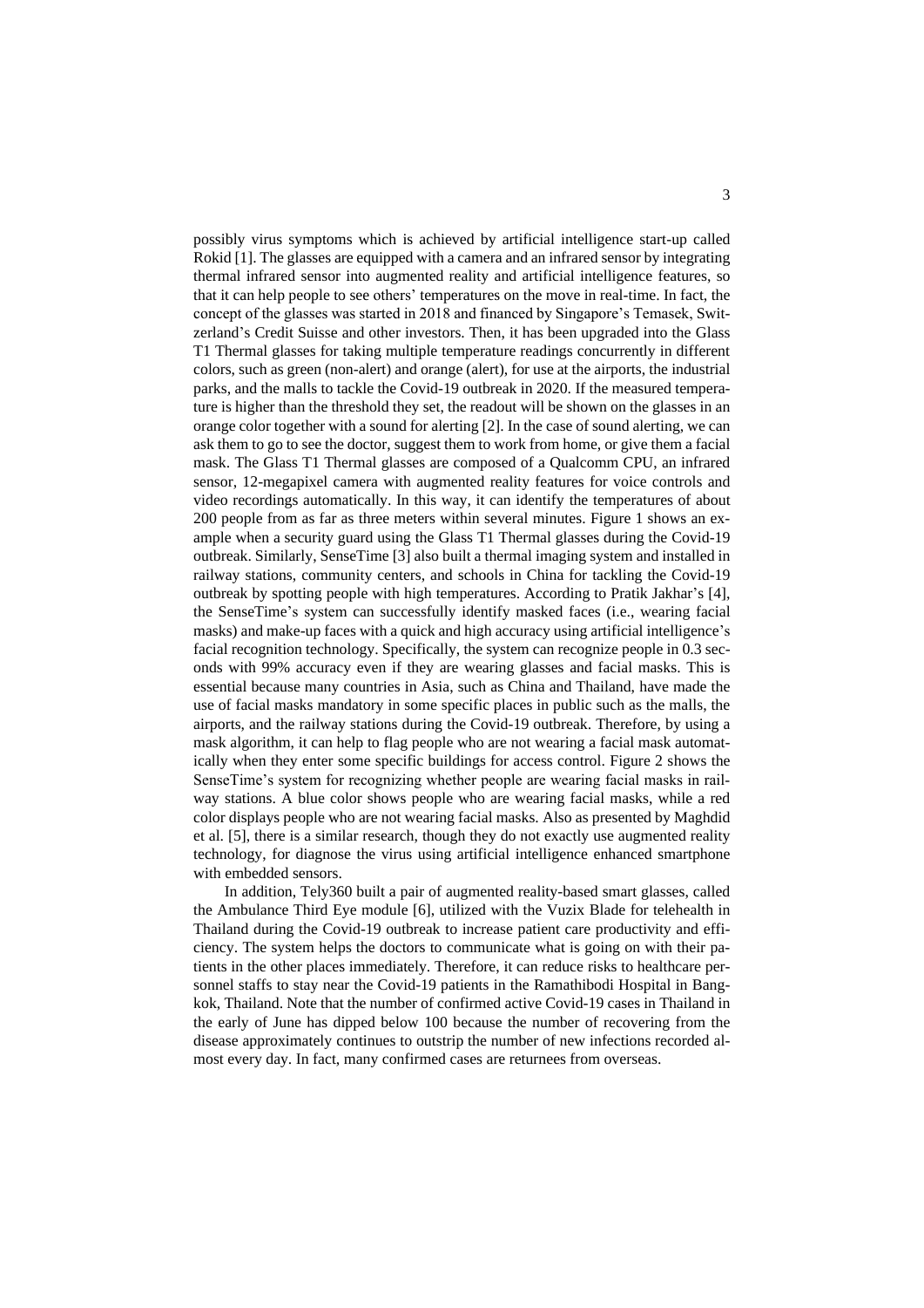possibly virus symptoms which is achieved by artificial intelligence start-up called Rokid [1]. The glasses are equipped with a camera and an infrared sensor by integrating thermal infrared sensor into augmented reality and artificial intelligence features, so that it can help people to see others' temperatures on the move in real-time. In fact, the concept of the glasses was started in 2018 and financed by Singapore's Temasek, Switzerland's Credit Suisse and other investors. Then, it has been upgraded into the Glass T1 Thermal glasses for taking multiple temperature readings concurrently in different colors, such as green (non-alert) and orange (alert), for use at the airports, the industrial parks, and the malls to tackle the Covid-19 outbreak in 2020. If the measured temperature is higher than the threshold they set, the readout will be shown on the glasses in an orange color together with a sound for alerting [2]. In the case of sound alerting, we can ask them to go to see the doctor, suggest them to work from home, or give them a facial mask. The Glass T1 Thermal glasses are composed of a Qualcomm CPU, an infrared sensor, 12-megapixel camera with augmented reality features for voice controls and video recordings automatically. In this way, it can identify the temperatures of about 200 people from as far as three meters within several minutes. Figure 1 shows an example when a security guard using the Glass T1 Thermal glasses during the Covid-19 outbreak. Similarly, SenseTime [3] also built a thermal imaging system and installed in railway stations, community centers, and schools in China for tackling the Covid-19 outbreak by spotting people with high temperatures. According to Pratik Jakhar's [4], the SenseTime's system can successfully identify masked faces (i.e., wearing facial masks) and make-up faces with a quick and high accuracy using artificial intelligence's facial recognition technology. Specifically, the system can recognize people in 0.3 seconds with 99% accuracy even if they are wearing glasses and facial masks. This is essential because many countries in Asia, such as China and Thailand, have made the use of facial masks mandatory in some specific places in public such as the malls, the airports, and the railway stations during the Covid-19 outbreak. Therefore, by using a mask algorithm, it can help to flag people who are not wearing a facial mask automatically when they enter some specific buildings for access control. Figure 2 shows the SenseTime's system for recognizing whether people are wearing facial masks in railway stations. A blue color shows people who are wearing facial masks, while a red color displays people who are not wearing facial masks. Also as presented by Maghdid et al. [5], there is a similar research, though they do not exactly use augmented reality technology, for diagnose the virus using artificial intelligence enhanced smartphone with embedded sensors.

In addition, Tely360 built a pair of augmented reality-based smart glasses, called the Ambulance Third Eye module [6], utilized with the Vuzix Blade for telehealth in Thailand during the Covid-19 outbreak to increase patient care productivity and efficiency. The system helps the doctors to communicate what is going on with their patients in the other places immediately. Therefore, it can reduce risks to healthcare personnel staffs to stay near the Covid-19 patients in the Ramathibodi Hospital in Bangkok, Thailand. Note that the number of confirmed active Covid-19 cases in Thailand in the early of June has dipped below 100 because the number of recovering from the disease approximately continues to outstrip the number of new infections recorded almost every day. In fact, many confirmed cases are returnees from overseas.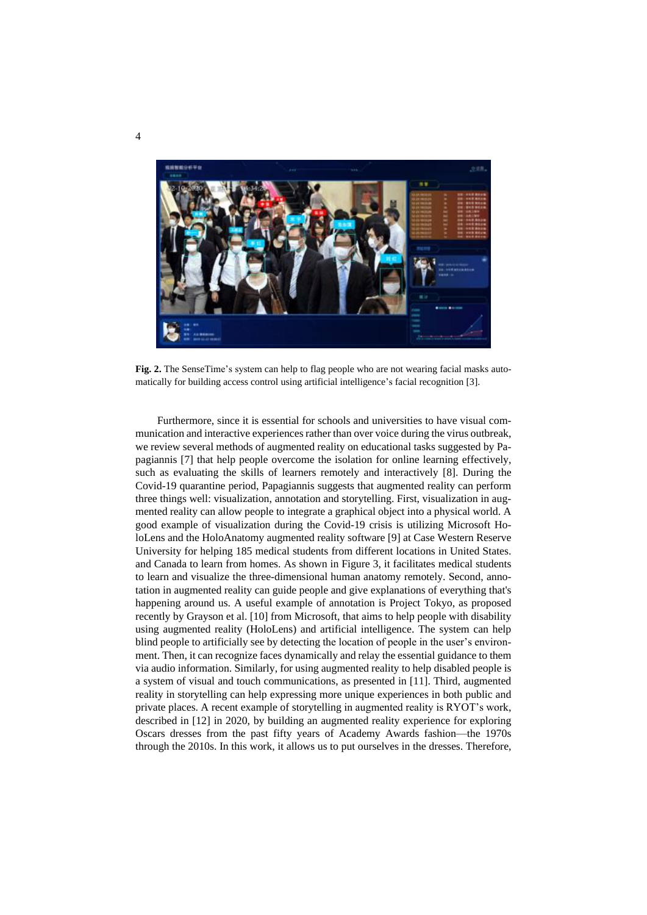**Fig. 2.** The SenseTime's system can help to flag people who are not wearing facial masks automatically for building access control using artificial intelligence's facial recognition [3].

Furthermore, since it is essential for schools and universities to have visual communication and interactive experiences rather than over voice during the virus outbreak, we review several methods of augmented reality on educational tasks suggested by Papagiannis [7] that help people overcome the isolation for online learning effectively, such as evaluating the skills of learners remotely and interactively [8]. During the Covid-19 quarantine period, Papagiannis suggests that augmented reality can perform three things well: visualization, annotation and storytelling. First, visualization in augmented reality can allow people to integrate a graphical object into a physical world. A good example of visualization during the Covid-19 crisis is utilizing Microsoft HoloLens and the HoloAnatomy augmented reality software [9] at Case Western Reserve University for helping 185 medical students from different locations in United States. and Canada to learn from homes. As shown in Figure 3, it facilitates medical students to learn and visualize the three-dimensional human anatomy remotely. Second, annotation in augmented reality can guide people and give explanations of everything that's happening around us. A useful example of annotation is Project Tokyo, as proposed recently by Grayson et al. [10] from Microsoft, that aims to help people with disability using augmented reality (HoloLens) and artificial intelligence. The system can help blind people to artificially see by detecting the location of people in the user's environment. Then, it can recognize faces dynamically and relay the essential guidance to them via audio information. Similarly, for using augmented reality to help disabled people is a system of visual and touch communications, as presented in [11]. Third, augmented reality in storytelling can help expressing more unique experiences in both public and private places. A recent example of storytelling in augmented reality is RYOT's work, described in [12] in 2020, by building an augmented reality experience for exploring Oscars dresses from the past fifty years of Academy Awards fashion—the 1970s through the 2010s. In this work, it allows us to put ourselves in the dresses. Therefore,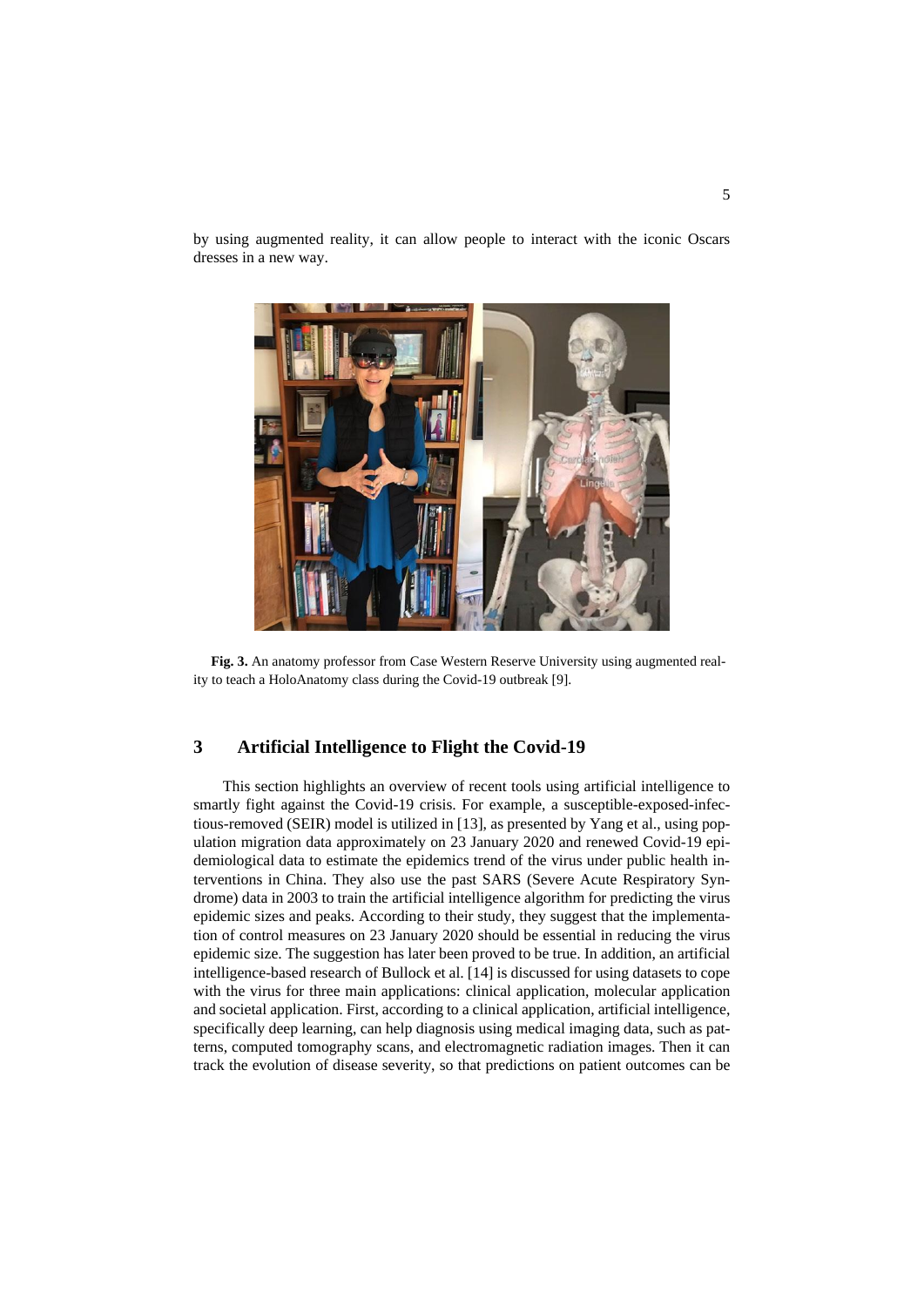by using augmented reality, it can allow people to interact with the iconic Oscars dresses in a new way.

**Fig. 3.** An anatomy professor from Case Western Reserve University using augmented reality to teach a HoloAnatomy class during the Covid-19 outbreak [9].

## 3 Artificial Intelligence to Flight the Covid-19

This section highlights an overview of recent tools using artificial intelligence to smartly fight against the Covid-19 crisis. For example, a susceptible-exposed-infectious-removed (SEIR) model is utilized in [13], as presented by Yang et al., using population migration data approximately on 23 January 2020 and renewed Covid-19 epidemiological data to estimate the epidemics trend of the virus under public health interventions in China. They also use the past SARS (Severe Acute Respiratory Syndrome) data in 2003 to train the artificial intelligence algorithm for predicting the virus epidemic sizes and peaks. According to their study, they suggest that the implementation of control measures on 23 January 2020 should be essential in reducing the virus epidemic size. The suggestion has later been proved to be true. In addition, an artificial intelligence-based research of Bullock et al. [14] is discussed for using datasets to cope with the virus for three main applications: clinical application, molecular application and societal application. First, according to a clinical application, artificial intelligence, specifically deep learning, can help diagnosis using medical imaging data, such as patterns, computed tomography scans, and electromagnetic radiation images. Then it can track the evolution of disease severity, so that predictions on patient outcomes can be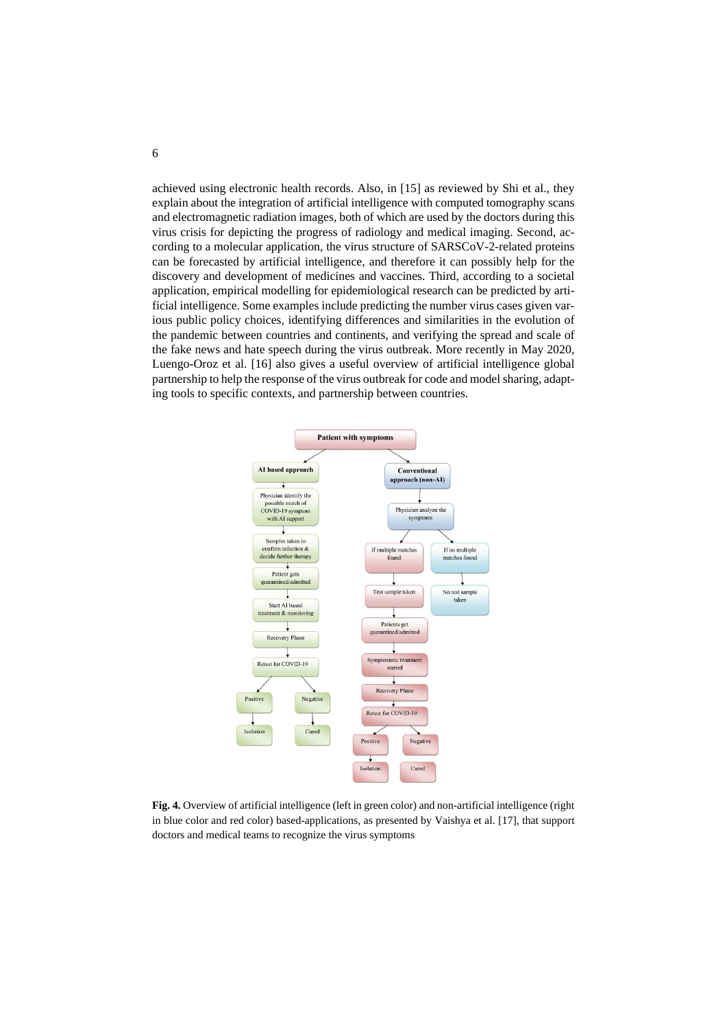achieved using electronic health records. Also, in [15] as reviewed by Shi et al., they explain about the integration of artificial intelligence with computed tomography scans and electromagnetic radiation images, both of which are used by the doctors during this virus crisis for depicting the progress of radiology and medical imaging. Second, according to a molecular application, the virus structure of SARSCoV-2-related proteins can be forecasted by artificial intelligence, and therefore it can possibly help for the discovery and development of medicines and vaccines. Third, according to a societal application, empirical modelling for epidemiological research can be predicted by artificial intelligence. Some examples include predicting the number virus cases given various public policy choices, identifying differences and similarities in the evolution of the pandemic between countries and continents, and verifying the spread and scale of the fake news and hate speech during the virus outbreak. More recently in May 2020, Luengo-Oroz et al. [16] also gives a useful overview of artificial intelligence global partnership to help the response of the virus outbreak for code and model sharing, adapting tools to specific contexts, and partnership between countries.

**Fig. 4.** Overview of artificial intelligence (left in green color) and non-artificial intelligence (right in blue color and red color) based-applications, as presented by Vaishya et al. [17], that support doctors and medical teams to recognize the virus symptoms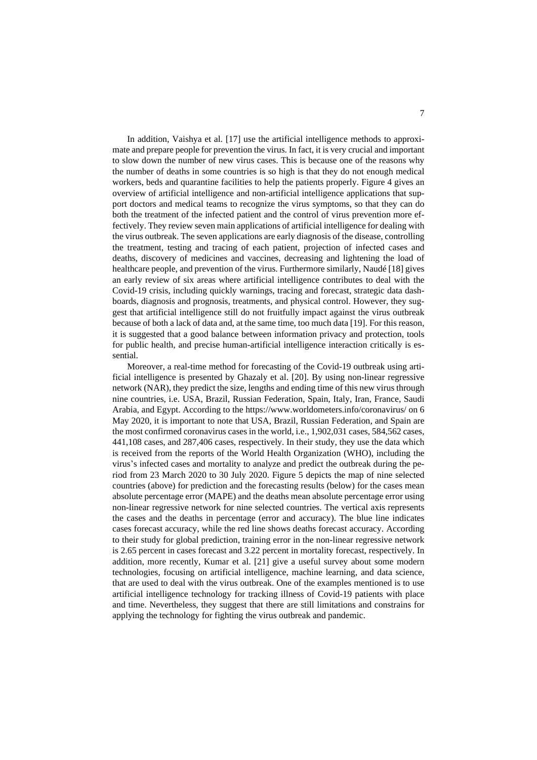In addition, Vaishya et al. [17] use the artificial intelligence methods to approximate and prepare people for prevention the virus. In fact, it is very crucial and important to slow down the number of new virus cases. This is because one of the reasons why the number of deaths in some countries is so high is that they do not enough medical workers, beds and quarantine facilities to help the patients properly. Figure 4 gives an overview of artificial intelligence and non-artificial intelligence applications that support doctors and medical teams to recognize the virus symptoms, so that they can do both the treatment of the infected patient and the control of virus prevention more effectively. They review seven main applications of artificial intelligence for dealing with the virus outbreak. The seven applications are early diagnosis of the disease, controlling the treatment, testing and tracing of each patient, projection of infected cases and deaths, discovery of medicines and vaccines, decreasing and lightening the load of healthcare people, and prevention of the virus. Furthermore similarly, Naudé [18] gives an early review of six areas where artificial intelligence contributes to deal with the Covid-19 crisis, including quickly warnings, tracing and forecast, strategic data dashboards, diagnosis and prognosis, treatments, and physical control. However, they suggest that artificial intelligence still do not fruitfully impact against the virus outbreak because of both a lack of data and, at the same time, too much data [19]. For this reason, it is suggested that a good balance between information privacy and protection, tools for public health, and precise human-artificial intelligence interaction critically is essential.

Moreover, a real-time method for forecasting of the Covid-19 outbreak using artificial intelligence is presented by Ghazaly et al. [20]. By using non-linear regressive network (NAR), they predict the size, lengths and ending time of this new virus through nine countries, i.e. USA, Brazil, Russian Federation, Spain, Italy, Iran, France, Saudi Arabia, and Egypt. According to the https://www.worldometers.info/coronavirus/ on 6 May 2020, it is important to note that USA, Brazil, Russian Federation, and Spain are the most confirmed coronavirus cases in the world, i.e., 1,902,031 cases, 584,562 cases, 441,108 cases, and 287,406 cases, respectively. In their study, they use the data which is received from the reports of the World Health Organization (WHO), including the virus's infected cases and mortality to analyze and predict the outbreak during the period from 23 March 2020 to 30 July 2020. Figure 5 depicts the map of nine selected countries (above) for prediction and the forecasting results (below) for the cases mean absolute percentage error (MAPE) and the deaths mean absolute percentage error using non-linear regressive network for nine selected countries. The vertical axis represents the cases and the deaths in percentage (error and accuracy). The blue line indicates cases forecast accuracy, while the red line shows deaths forecast accuracy. According to their study for global prediction, training error in the non-linear regressive network is 2.65 percent in cases forecast and 3.22 percent in mortality forecast, respectively. In addition, more recently, Kumar et al. [21] give a useful survey about some modern technologies, focusing on artificial intelligence, machine learning, and data science, that are used to deal with the virus outbreak. One of the examples mentioned is to use artificial intelligence technology for tracking illness of Covid-19 patients with place and time. Nevertheless, they suggest that there are still limitations and constrains for applying the technology for fighting the virus outbreak and pandemic.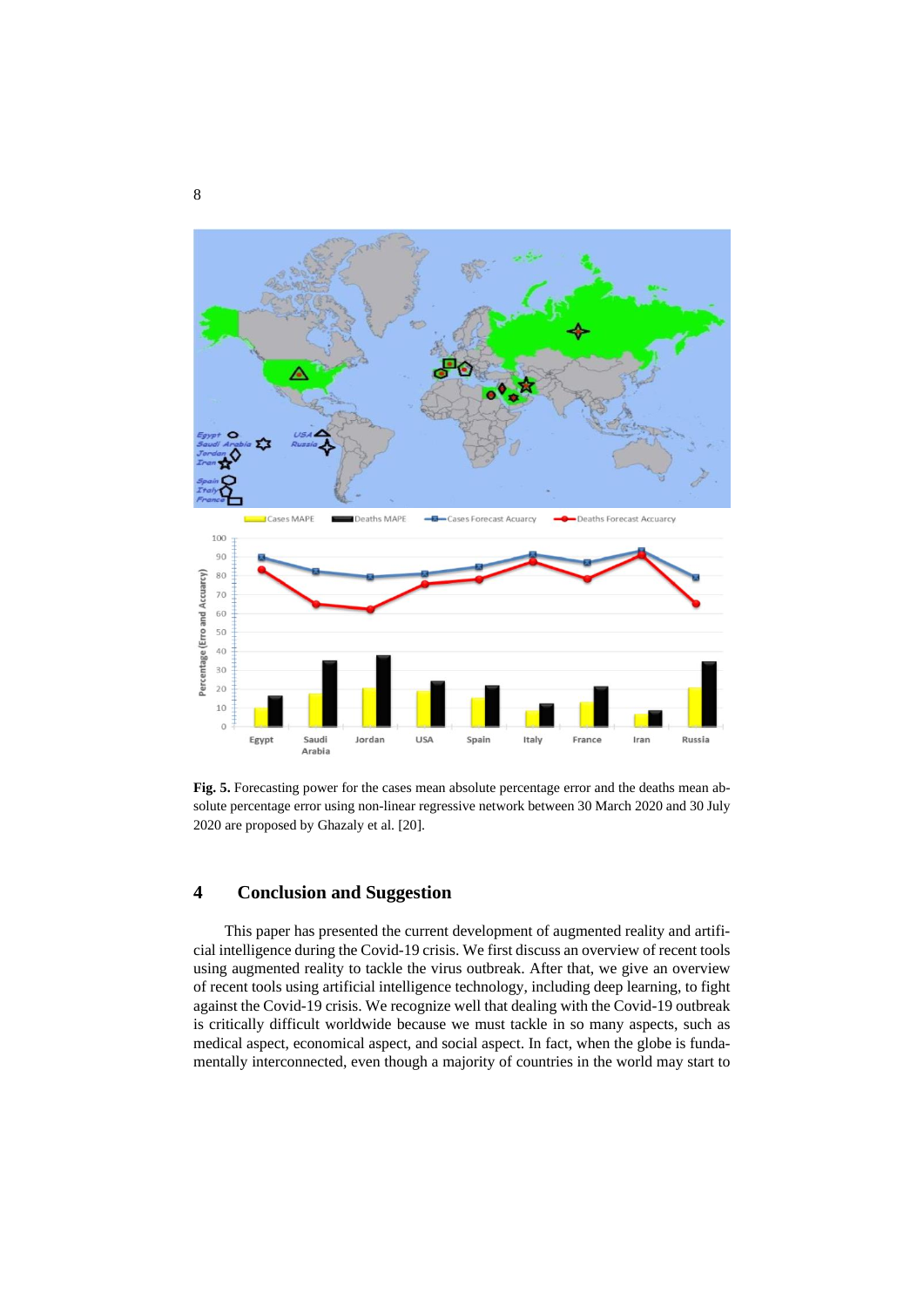**Fig. 5.** Forecasting power for the cases mean absolute percentage error and the deaths mean absolute percentage error using non-linear regressive network between 30 March 2020 and 30 July 2020 are proposed by Ghazaly et al. [20].

## 4 Conclusion and Suggestion

This paper has presented the current development of augmented reality and artificial intelligence during the Covid-19 crisis. We first discuss an overview of recent tools using augmented reality to tackle the virus outbreak. After that, we give an overview of recent tools using artificial intelligence technology, including deep learning, to fight against the Covid-19 crisis. We recognize well that dealing with the Covid-19 outbreak is critically difficult worldwide because we must tackle in so many aspects, such as medical aspect, economical aspect, and social aspect. In fact, when the globe is fundamentally interconnected, even though a majority of countries in the world may start to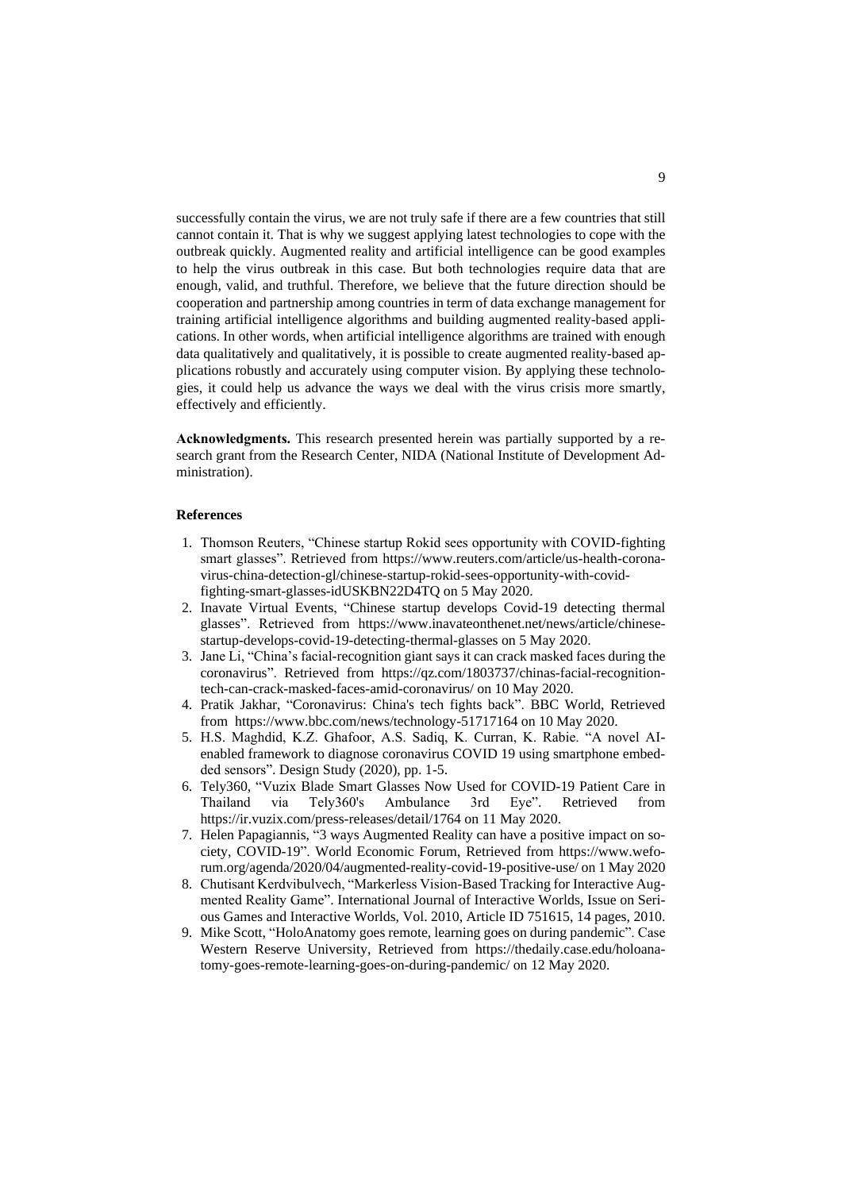successfully contain the virus, we are not truly safe if there are a few countries that still cannot contain it. That is why we suggest applying latest technologies to cope with the outbreak quickly. Augmented reality and artificial intelligence can be good examples to help the virus outbreak in this case. But both technologies require data that are enough, valid, and truthful. Therefore, we believe that the future direction should be cooperation and partnership among countries in term of data exchange management for training artificial intelligence algorithms and building augmented reality-based applications. In other words, when artificial intelligence algorithms are trained with enough data qualitatively and qualitatively, it is possible to create augmented reality-based applications robustly and accurately using computer vision. By applying these technologies, it could help us advance the ways we deal with the virus crisis more smartly, effectively and efficiently.

**Acknowledgments.** This research presented herein was partially supported by a research grant from the Research Center, NIDA (National Institute of Development Administration).

## References

1. Thomson Reuters, "Chinese startup Rokid sees opportunity with COVID-fighting smart glasses". Retrieved from https://www.reuters.com/article/us-health-coronavirus-china-detection-gl/chinese-startup-rokid-sees-opportunity-with-covid-fighting-smart-glasses-idUSKBN22D4TQ on 5 May 2020.
2. Inavate Virtual Events, "Chinese startup develops Covid-19 detecting thermal glasses". Retrieved from https://www.inavateonthenet.net/news/article/chinese-startup-develops-covid-19-detecting-thermal-glasses on 5 May 2020.
3. Jane Li, "China's facial-recognition giant says it can crack masked faces during the coronavirus". Retrieved from https://qz.com/1803737/chinas-facial-recognition-tech-can-crack-masked-faces-amid-coronavirus/ on 10 May 2020.
4. Pratik Jakhar, "Coronavirus: China's tech fights back". BBC World, Retrieved from https://www.bbc.com/news/technology-51717164 on 10 May 2020.
5. H.S. Maghdid, K.Z. Ghafoor, A.S. Sadiq, K. Curran, K. Rabie. "A novel AI-enabled framework to diagnose coronavirus COVID 19 using smartphone embedded sensors". Design Study (2020), pp. 1-5.
6. Tely360, "Vuzix Blade Smart Glasses Now Used for COVID-19 Patient Care in Thailand via Tely360's Ambulance 3rd Eye". Retrieved from https://ir.vuzix.com/press-releases/detail/1764 on 11 May 2020.
7. Helen Papagiannis, "3 ways Augmented Reality can have a positive impact on society, COVID-19". World Economic Forum, Retrieved from https://www.weforum.org/agenda/2020/04/augmented-reality-covid-19-positive-use/ on 1 May 2020
8. Chutisant Kerdvibulvech, "Markerless Vision-Based Tracking for Interactive Augmented Reality Game". International Journal of Interactive Worlds, Issue on Serious Games and Interactive Worlds, Vol. 2010, Article ID 751615, 14 pages, 2010.
9. Mike Scott, "HoloAnatomy goes remote, learning goes on during pandemic". Case Western Reserve University, Retrieved from https://thedaily.case.edu/holoanatomy-goes-remote-learning-goes-on-during-pandemic/ on 12 May 2020.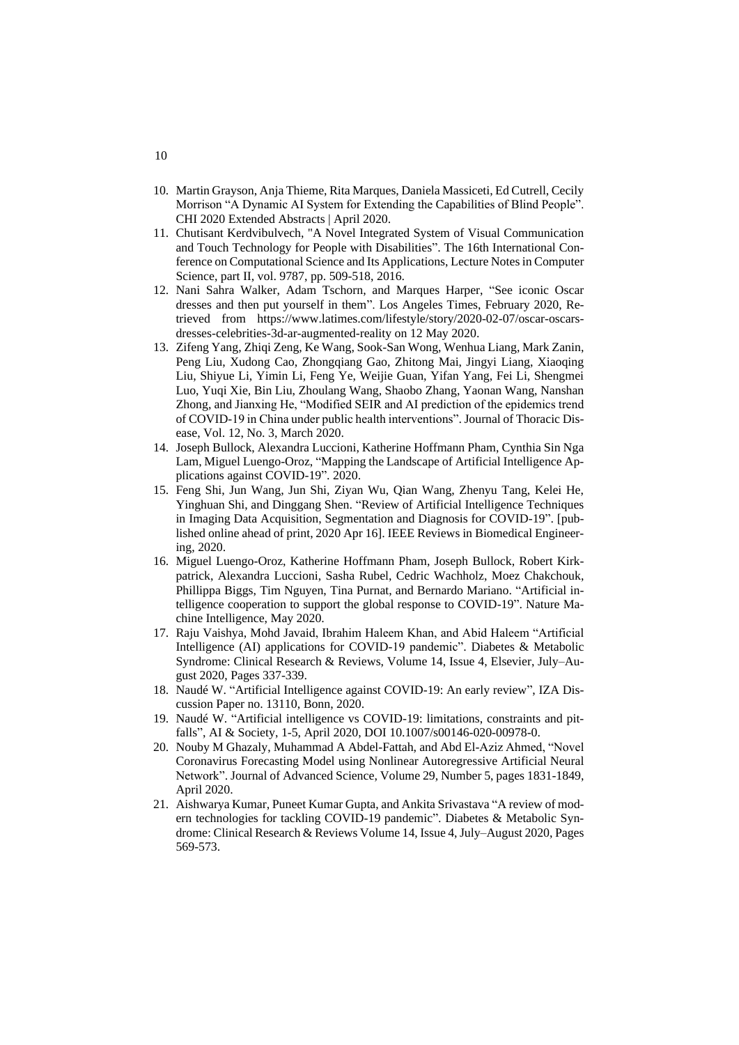10. Martin Grayson, Anja Thieme, Rita Marques, Daniela Massiceti, Ed Cutrell, Cecily Morrison "A Dynamic AI System for Extending the Capabilities of Blind People". CHI 2020 Extended Abstracts | April 2020.
11. Chutisant Kerdvibulvech, "A Novel Integrated System of Visual Communication and Touch Technology for People with Disabilities". The 16th International Conference on Computational Science and Its Applications, Lecture Notes in Computer Science, part II, vol. 9787, pp. 509-518, 2016.
12. Nani Sahra Walker, Adam Tschorn, and Marques Harper, "See iconic Oscar dresses and then put yourself in them". Los Angeles Times, February 2020, Retrieved from https://www.latimes.com/lifestyle/story/2020-02-07/oscar-oscars-dresses-celebrities-3d-ar-augmented-reality on 12 May 2020.
13. Zifeng Yang, Zhiqi Zeng, Ke Wang, Sook-San Wong, Wenhua Liang, Mark Zanin, Peng Liu, Xudong Cao, Zhongqiang Gao, Zhitong Mai, Jingyi Liang, Xiaoqing Liu, Shiyue Li, Yimin Li, Feng Ye, Weijie Guan, Yifan Yang, Fei Li, Shengmei Luo, Yuqi Xie, Bin Liu, Zhoulang Wang, Shaobo Zhang, Yaonan Wang, Nanshan Zhong, and Jianxing He, "Modified SEIR and AI prediction of the epidemics trend of COVID-19 in China under public health interventions". Journal of Thoracic Disease, Vol. 12, No. 3, March 2020.
14. Joseph Bullock, Alexandra Luccioni, Katherine Hoffmann Pham, Cynthia Sin Nga Lam, Miguel Luengo-Oroz, "Mapping the Landscape of Artificial Intelligence Applications against COVID-19". 2020.
15. Feng Shi, Jun Wang, Jun Shi, Ziyan Wu, Qian Wang, Zhenyu Tang, Kelei He, Yinghuan Shi, and Dinggang Shen. "Review of Artificial Intelligence Techniques in Imaging Data Acquisition, Segmentation and Diagnosis for COVID-19". [published online ahead of print, 2020 Apr 16]. IEEE Reviews in Biomedical Engineering, 2020.
16. Miguel Luengo-Oroz, Katherine Hoffmann Pham, Joseph Bullock, Robert Kirkpatrick, Alexandra Luccioni, Sasha Rubel, Cedric Wachholz, Moez Chakchouk, Phillippa Biggs, Tim Nguyen, Tina Purnat, and Bernardo Mariano. "Artificial intelligence cooperation to support the global response to COVID-19". Nature Machine Intelligence, May 2020.
17. Raju Vaishya, Mohd Javaid, Ibrahim Haleem Khan, and Abid Haleem "Artificial Intelligence (AI) applications for COVID-19 pandemic". Diabetes & Metabolic Syndrome: Clinical Research & Reviews, Volume 14, Issue 4, Elsevier, July–August 2020, Pages 337-339.
18. Naudé W. "Artificial Intelligence against COVID-19: An early review", IZA Discussion Paper no. 13110, Bonn, 2020.
19. Naudé W. "Artificial intelligence vs COVID-19: limitations, constraints and pitfalls", AI & Society, 1-5, April 2020, DOI 10.1007/s00146-020-00978-0.
20. Nouby M Ghazaly, Muhammad A Abdel-Fattah, and Abd El-Aziz Ahmed, "Novel Coronavirus Forecasting Model using Nonlinear Autoregressive Artificial Neural Network". Journal of Advanced Science, Volume 29, Number 5, pages 1831-1849, April 2020.
21. Aishwarya Kumar, Puneet Kumar Gupta, and Ankita Srivastava "A review of modern technologies for tackling COVID-19 pandemic". Diabetes & Metabolic Syndrome: Clinical Research & Reviews Volume 14, Issue 4, July–August 2020, Pages 569-573.